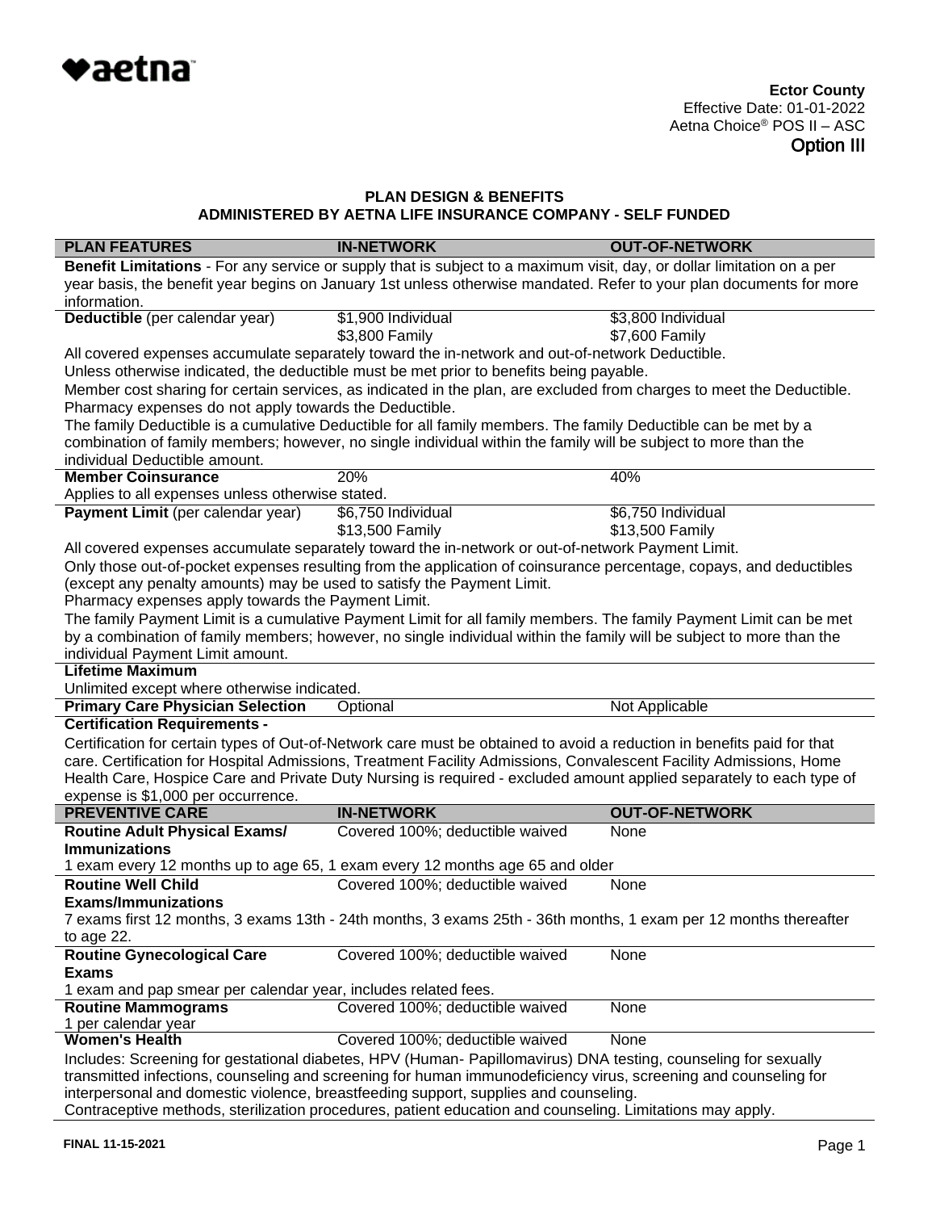♥aetna

**Ector County**
Effective Date: 01-01-2022
Aetna Choice® POS II – ASC
**Option III**

## PLAN DESIGN & BENEFITS
## ADMINISTERED BY AETNA LIFE INSURANCE COMPANY - SELF FUNDED

| PLAN FEATURES | IN-NETWORK | OUT-OF-NETWORK |
|---|---|---|
| **Benefit Limitations** - For any service or supply that is subject to a maximum visit, day, or dollar limitation on a per year basis, the benefit year begins on January 1st unless otherwise mandated. Refer to your plan documents for more information. | | |
| **Deductible** (per calendar year) | $1,900 Individual<br>$3,800 Family | $3,800 Individual<br>$7,600 Family |
| All covered expenses accumulate separately toward the in-network and out-of-network Deductible.<br>Unless otherwise indicated, the deductible must be met prior to benefits being payable.<br>Member cost sharing for certain services, as indicated in the plan, are excluded from charges to meet the Deductible.<br>Pharmacy expenses do not apply towards the Deductible.<br>The family Deductible is a cumulative Deductible for all family members. The family Deductible can be met by a combination of family members; however, no single individual within the family will be subject to more than the individual Deductible amount. | | |
| **Member Coinsurance** | 20% | 40% |
| Applies to all expenses unless otherwise stated. | | |
| **Payment Limit** (per calendar year) | $6,750 Individual<br>$13,500 Family | $6,750 Individual<br>$13,500 Family |
| All covered expenses accumulate separately toward the in-network or out-of-network Payment Limit.<br>Only those out-of-pocket expenses resulting from the application of coinsurance percentage, copays, and deductibles (except any penalty amounts) may be used to satisfy the Payment Limit.<br>Pharmacy expenses apply towards the Payment Limit.<br>The family Payment Limit is a cumulative Payment Limit for all family members. The family Payment Limit can be met by a combination of family members; however, no single individual within the family will be subject to more than the individual Payment Limit amount. | | |
| **Lifetime Maximum** | | |
| Unlimited except where otherwise indicated. | | |
| **Primary Care Physician Selection** | Optional | Not Applicable |
| **Certification Requirements -** | | |
| Certification for certain types of Out-of-Network care must be obtained to avoid a reduction in benefits paid for that care. Certification for Hospital Admissions, Treatment Facility Admissions, Convalescent Facility Admissions, Home Health Care, Hospice Care and Private Duty Nursing is required - excluded amount applied separately to each type of expense is $1,000 per occurrence. | | |
| **PREVENTIVE CARE** | **IN-NETWORK** | **OUT-OF-NETWORK** |
| **Routine Adult Physical Exams/ Immunizations** | Covered 100%; deductible waived | None |
| 1 exam every 12 months up to age 65, 1 exam every 12 months age 65 and older | | |
| **Routine Well Child Exams/Immunizations** | Covered 100%; deductible waived | None |
| 7 exams first 12 months, 3 exams 13th - 24th months, 3 exams 25th - 36th months, 1 exam per 12 months thereafter to age 22. | | |
| **Routine Gynecological Care Exams** | Covered 100%; deductible waived | None |
| 1 exam and pap smear per calendar year, includes related fees. | | |
| **Routine Mammograms** | Covered 100%; deductible waived | None |
| 1 per calendar year | | |
| **Women's Health** | Covered 100%; deductible waived | None |
| Includes: Screening for gestational diabetes, HPV (Human- Papillomavirus) DNA testing, counseling for sexually transmitted infections, counseling and screening for human immunodeficiency virus, screening and counseling for interpersonal and domestic violence, breastfeeding support, supplies and counseling.<br>Contraceptive methods, sterilization procedures, patient education and counseling. Limitations may apply. | | |

FINAL 11-15-2021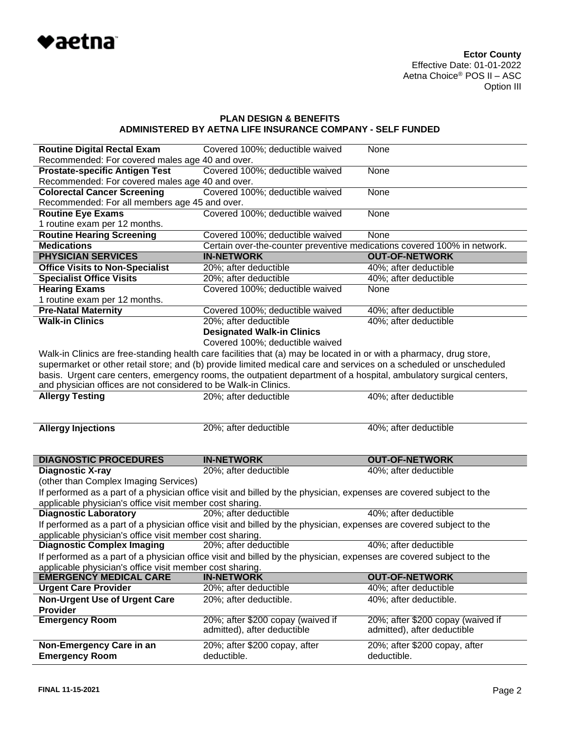**Ector County**
Effective Date: 01-01-2022
Aetna Choice® POS II – ASC
Option III

## PLAN DESIGN & BENEFITS
## ADMINISTERED BY AETNA LIFE INSURANCE COMPANY - SELF FUNDED

| | | |
|---|---|---|
| **Routine Digital Rectal Exam** | Covered 100%; deductible waived | None |
| Recommended: For covered males age 40 and over. | | |
| **Prostate-specific Antigen Test** | Covered 100%; deductible waived | None |
| Recommended: For covered males age 40 and over. | | |
| **Colorectal Cancer Screening** | Covered 100%; deductible waived | None |
| Recommended: For all members age 45 and over. | | |
| **Routine Eye Exams** | Covered 100%; deductible waived | None |
| 1 routine exam per 12 months. | | |
| **Routine Hearing Screening** | Covered 100%; deductible waived | None |
| **Medications** | Certain over-the-counter preventive medications covered 100% in network. | |
| **PHYSICIAN SERVICES** | **IN-NETWORK** | **OUT-OF-NETWORK** |
| **Office Visits to Non-Specialist** | 20%; after deductible | 40%; after deductible |
| **Specialist Office Visits** | 20%; after deductible | 40%; after deductible |
| **Hearing Exams** | Covered 100%; deductible waived | None |
| 1 routine exam per 12 months. | | |
| **Pre-Natal Maternity** | Covered 100%; deductible waived | 40%; after deductible |
| **Walk-in Clinics** | 20%; after deductible<br>**Designated Walk-in Clinics**<br>Covered 100%; deductible waived | 40%; after deductible |
| Walk-in Clinics are free-standing health care facilities that (a) may be located in or with a pharmacy, drug store, supermarket or other retail store; and (b) provide limited medical care and services on a scheduled or unscheduled basis. Urgent care centers, emergency rooms, the outpatient department of a hospital, ambulatory surgical centers, and physician offices are not considered to be Walk-in Clinics. | | |
| **Allergy Testing** | 20%; after deductible | 40%; after deductible |
| **Allergy Injections** | 20%; after deductible | 40%; after deductible |
| **DIAGNOSTIC PROCEDURES** | **IN-NETWORK** | **OUT-OF-NETWORK** |
| **Diagnostic X-ray**<br>(other than Complex Imaging Services) | 20%; after deductible | 40%; after deductible |
| If performed as a part of a physician office visit and billed by the physician, expenses are covered subject to the applicable physician's office visit member cost sharing. | | |
| **Diagnostic Laboratory** | 20%; after deductible | 40%; after deductible |
| If performed as a part of a physician office visit and billed by the physician, expenses are covered subject to the applicable physician's office visit member cost sharing. | | |
| **Diagnostic Complex Imaging** | 20%; after deductible | 40%; after deductible |
| If performed as a part of a physician office visit and billed by the physician, expenses are covered subject to the applicable physician's office visit member cost sharing. | | |
| **EMERGENCY MEDICAL CARE** | **IN-NETWORK** | **OUT-OF-NETWORK** |
| **Urgent Care Provider** | 20%; after deductible | 40%; after deductible |
| **Non-Urgent Use of Urgent Care Provider** | 20%; after deductible. | 40%; after deductible. |
| **Emergency Room** | 20%; after $200 copay (waived if admitted), after deductible | 20%; after $200 copay (waived if admitted), after deductible |
| **Non-Emergency Care in an Emergency Room** | 20%; after $200 copay, after deductible. | 20%; after $200 copay, after deductible. |

FINAL 11-15-2021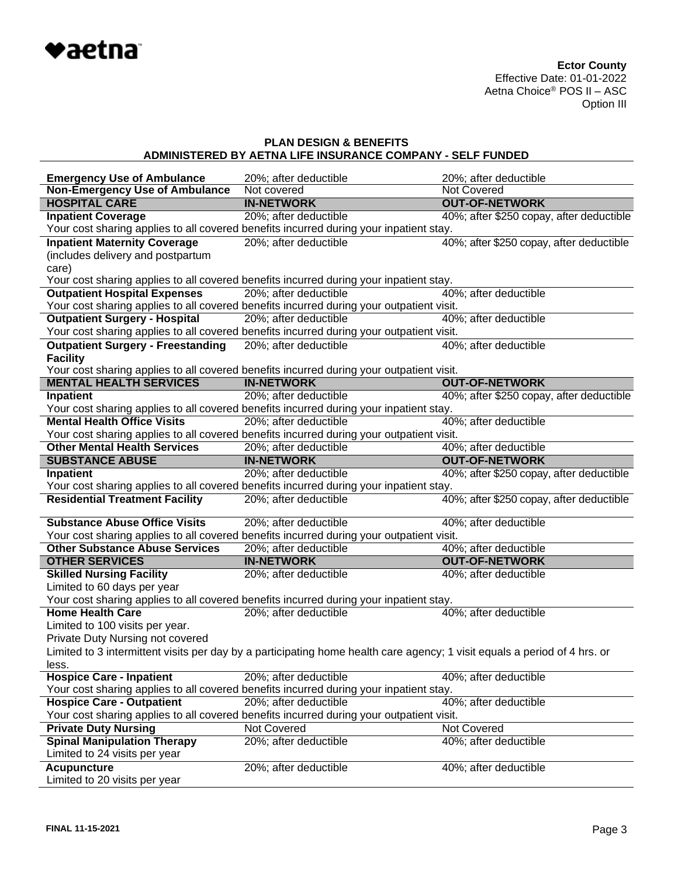**Ector County**
Effective Date: 01-01-2022
Aetna Choice® POS II – ASC
Option III

**PLAN DESIGN & BENEFITS**
**ADMINISTERED BY AETNA LIFE INSURANCE COMPANY - SELF FUNDED**

| | | |
|---|---|---|
| **Emergency Use of Ambulance** | 20%; after deductible | 20%; after deductible |
| **Non-Emergency Use of Ambulance** | Not covered | Not Covered |
| **HOSPITAL CARE** | **IN-NETWORK** | **OUT-OF-NETWORK** |
| **Inpatient Coverage** | 20%; after deductible | 40%; after $250 copay, after deductible |
| Your cost sharing applies to all covered benefits incurred during your inpatient stay. | | |
| **Inpatient Maternity Coverage** (includes delivery and postpartum care) | 20%; after deductible | 40%; after $250 copay, after deductible |
| Your cost sharing applies to all covered benefits incurred during your inpatient stay. | | |
| **Outpatient Hospital Expenses** | 20%; after deductible | 40%; after deductible |
| Your cost sharing applies to all covered benefits incurred during your outpatient visit. | | |
| **Outpatient Surgery - Hospital** | 20%; after deductible | 40%; after deductible |
| Your cost sharing applies to all covered benefits incurred during your outpatient visit. | | |
| **Outpatient Surgery - Freestanding Facility** | 20%; after deductible | 40%; after deductible |
| Your cost sharing applies to all covered benefits incurred during your outpatient visit. | | |
| **MENTAL HEALTH SERVICES** | **IN-NETWORK** | **OUT-OF-NETWORK** |
| **Inpatient** | 20%; after deductible | 40%; after $250 copay, after deductible |
| Your cost sharing applies to all covered benefits incurred during your inpatient stay. | | |
| **Mental Health Office Visits** | 20%; after deductible | 40%; after deductible |
| Your cost sharing applies to all covered benefits incurred during your outpatient visit. | | |
| **Other Mental Health Services** | 20%; after deductible | 40%; after deductible |
| **SUBSTANCE ABUSE** | **IN-NETWORK** | **OUT-OF-NETWORK** |
| **Inpatient** | 20%; after deductible | 40%; after $250 copay, after deductible |
| Your cost sharing applies to all covered benefits incurred during your inpatient stay. | | |
| **Residential Treatment Facility** | 20%; after deductible | 40%; after $250 copay, after deductible |
| **Substance Abuse Office Visits** | 20%; after deductible | 40%; after deductible |
| Your cost sharing applies to all covered benefits incurred during your outpatient visit. | | |
| **Other Substance Abuse Services** | 20%; after deductible | 40%; after deductible |
| **OTHER SERVICES** | **IN-NETWORK** | **OUT-OF-NETWORK** |
| **Skilled Nursing Facility** Limited to 60 days per year | 20%; after deductible | 40%; after deductible |
| Your cost sharing applies to all covered benefits incurred during your inpatient stay. | | |
| **Home Health Care** Limited to 100 visits per year. Private Duty Nursing not covered | 20%; after deductible | 40%; after deductible |
| Limited to 3 intermittent visits per day by a participating home health care agency; 1 visit equals a period of 4 hrs. or less. | | |
| **Hospice Care - Inpatient** | 20%; after deductible | 40%; after deductible |
| Your cost sharing applies to all covered benefits incurred during your inpatient stay. | | |
| **Hospice Care - Outpatient** | 20%; after deductible | 40%; after deductible |
| Your cost sharing applies to all covered benefits incurred during your outpatient visit. | | |
| **Private Duty Nursing** | Not Covered | Not Covered |
| **Spinal Manipulation Therapy** Limited to 24 visits per year | 20%; after deductible | 40%; after deductible |
| **Acupuncture** Limited to 20 visits per year | 20%; after deductible | 40%; after deductible |

**FINAL 11-15-2021**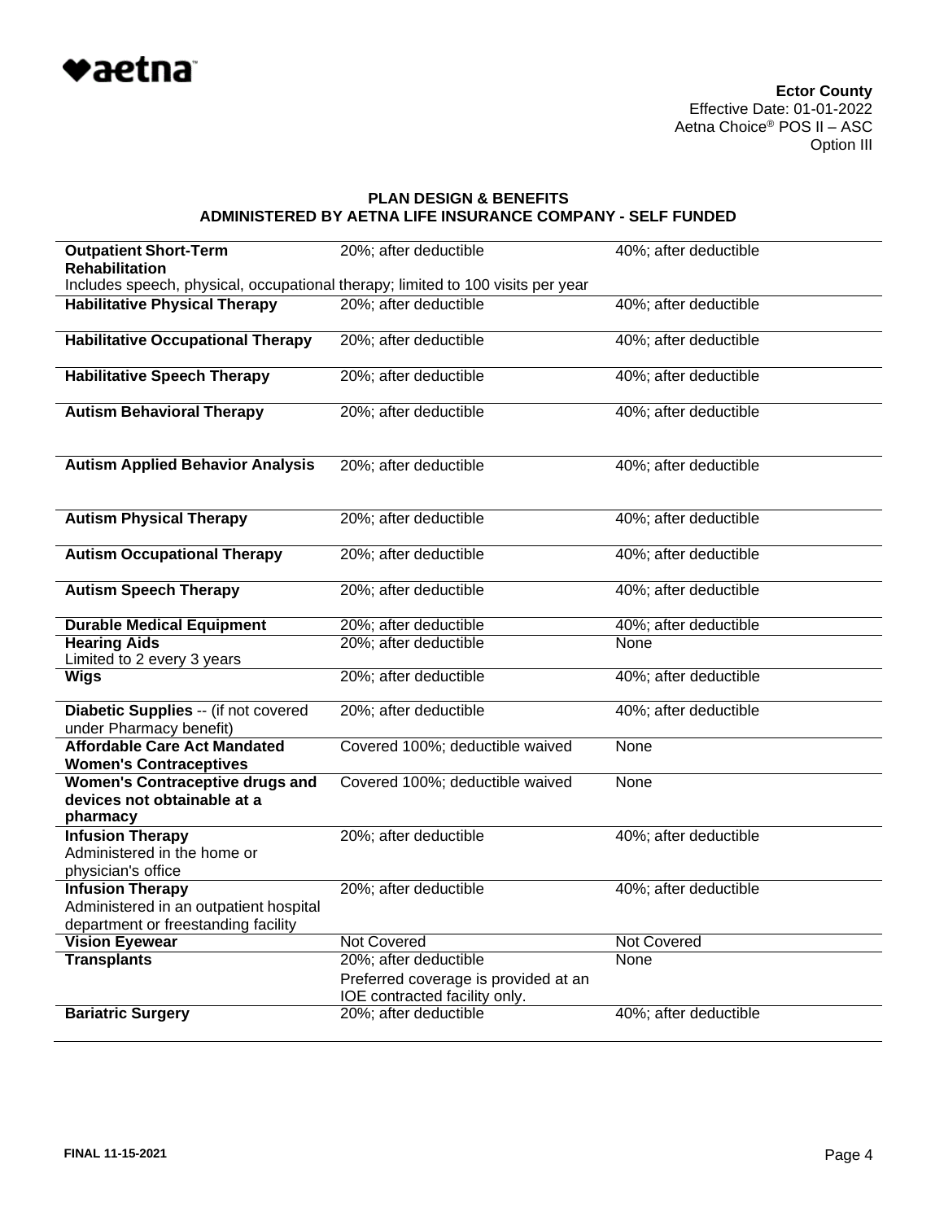**Ector County**
Effective Date: 01-01-2022
Aetna Choice® POS II – ASC
Option III

## PLAN DESIGN & BENEFITS
## ADMINISTERED BY AETNA LIFE INSURANCE COMPANY - SELF FUNDED

| | | |
|---|---|---|
| **Outpatient Short-Term Rehabilitation** | 20%; after deductible | 40%; after deductible |
| Includes speech, physical, occupational therapy; limited to 100 visits per year | | |
| **Habilitative Physical Therapy** | 20%; after deductible | 40%; after deductible |
| **Habilitative Occupational Therapy** | 20%; after deductible | 40%; after deductible |
| **Habilitative Speech Therapy** | 20%; after deductible | 40%; after deductible |
| **Autism Behavioral Therapy** | 20%; after deductible | 40%; after deductible |
| **Autism Applied Behavior Analysis** | 20%; after deductible | 40%; after deductible |
| **Autism Physical Therapy** | 20%; after deductible | 40%; after deductible |
| **Autism Occupational Therapy** | 20%; after deductible | 40%; after deductible |
| **Autism Speech Therapy** | 20%; after deductible | 40%; after deductible |
| **Durable Medical Equipment** | 20%; after deductible | 40%; after deductible |
| **Hearing Aids**<br>Limited to 2 every 3 years | 20%; after deductible | None |
| **Wigs** | 20%; after deductible | 40%; after deductible |
| **Diabetic Supplies** -- (if not covered under Pharmacy benefit) | 20%; after deductible | 40%; after deductible |
| **Affordable Care Act Mandated Women's Contraceptives** | Covered 100%; deductible waived | None |
| **Women's Contraceptive drugs and devices not obtainable at a pharmacy** | Covered 100%; deductible waived | None |
| **Infusion Therapy**<br>Administered in the home or physician's office | 20%; after deductible | 40%; after deductible |
| **Infusion Therapy**<br>Administered in an outpatient hospital department or freestanding facility | 20%; after deductible | 40%; after deductible |
| **Vision Eyewear** | Not Covered | Not Covered |
| **Transplants** | 20%; after deductible<br>Preferred coverage is provided at an IOE contracted facility only. | None |
| **Bariatric Surgery** | 20%; after deductible | 40%; after deductible |

FINAL 11-15-2021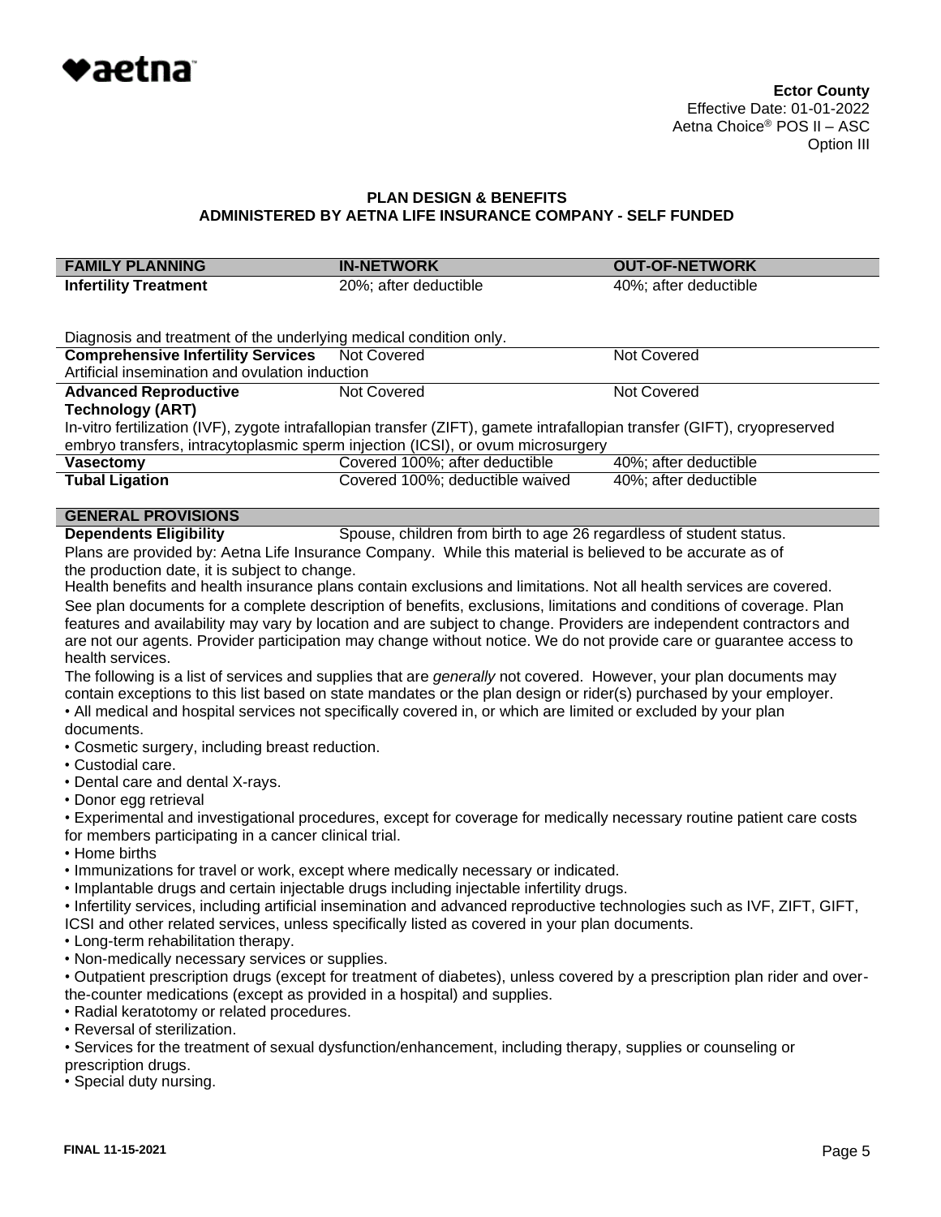**Ector County**
Effective Date: 01-01-2022
Aetna Choice® POS II – ASC
Option III

### PLAN DESIGN & BENEFITS
### ADMINISTERED BY AETNA LIFE INSURANCE COMPANY - SELF FUNDED

| FAMILY PLANNING | IN-NETWORK | OUT-OF-NETWORK |
|---|---|---|
| **Infertility Treatment** | 20%; after deductible | 40%; after deductible |
| Diagnosis and treatment of the underlying medical condition only. | | |
| **Comprehensive Infertility Services** | Not Covered | Not Covered |
| Artificial insemination and ovulation induction | | |
| **Advanced Reproductive Technology (ART)** | Not Covered | Not Covered |
| In-vitro fertilization (IVF), zygote intrafallopian transfer (ZIFT), gamete intrafallopian transfer (GIFT), cryopreserved embryo transfers, intracytoplasmic sperm injection (ICSI), or ovum microsurgery | | |
| **Vasectomy** | Covered 100%; after deductible | 40%; after deductible |
| **Tubal Ligation** | Covered 100%; deductible waived | 40%; after deductible |

| GENERAL PROVISIONS | |
|---|---|
| **Dependents Eligibility** | Spouse, children from birth to age 26 regardless of student status. |

Plans are provided by: Aetna Life Insurance Company. While this material is believed to be accurate as of the production date, it is subject to change.

Health benefits and health insurance plans contain exclusions and limitations. Not all health services are covered. See plan documents for a complete description of benefits, exclusions, limitations and conditions of coverage. Plan features and availability may vary by location and are subject to change. Providers are independent contractors and are not our agents. Provider participation may change without notice. We do not provide care or guarantee access to health services.

The following is a list of services and supplies that are *generally* not covered. However, your plan documents may contain exceptions to this list based on state mandates or the plan design or rider(s) purchased by your employer.

- All medical and hospital services not specifically covered in, or which are limited or excluded by your plan documents.
- Cosmetic surgery, including breast reduction.
- Custodial care.
- Dental care and dental X-rays.
- Donor egg retrieval
- Experimental and investigational procedures, except for coverage for medically necessary routine patient care costs for members participating in a cancer clinical trial.
- Home births
- Immunizations for travel or work, except where medically necessary or indicated.
- Implantable drugs and certain injectable drugs including injectable infertility drugs.
- Infertility services, including artificial insemination and advanced reproductive technologies such as IVF, ZIFT, GIFT, ICSI and other related services, unless specifically listed as covered in your plan documents.
- Long-term rehabilitation therapy.
- Non-medically necessary services or supplies.
- Outpatient prescription drugs (except for treatment of diabetes), unless covered by a prescription plan rider and over-the-counter medications (except as provided in a hospital) and supplies.
- Radial keratotomy or related procedures.
- Reversal of sterilization.
- Services for the treatment of sexual dysfunction/enhancement, including therapy, supplies or counseling or prescription drugs.
- Special duty nursing.

FINAL 11-15-2021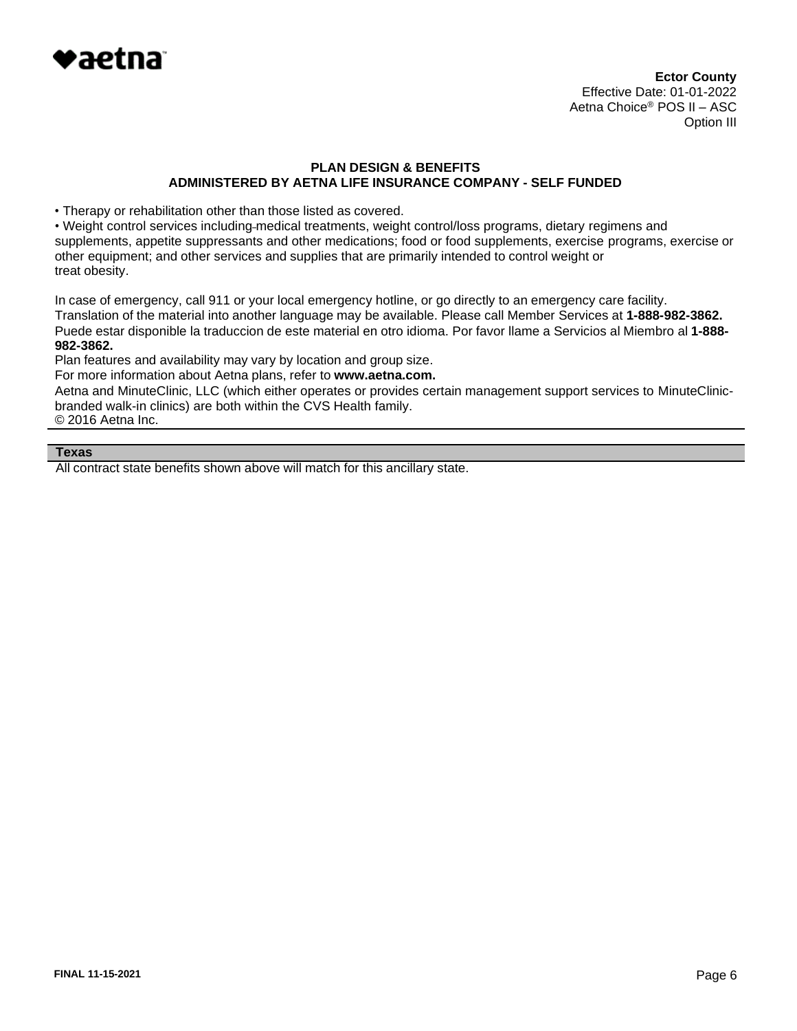**Ector County**
Effective Date: 01-01-2022
Aetna Choice® POS II – ASC
Option III

**PLAN DESIGN & BENEFITS**
**ADMINISTERED BY AETNA LIFE INSURANCE COMPANY - SELF FUNDED**

- Therapy or rehabilitation other than those listed as covered.
- Weight control services including medical treatments, weight control/loss programs, dietary regimens and supplements, appetite suppressants and other medications; food or food supplements, exercise programs, exercise or other equipment; and other services and supplies that are primarily intended to control weight or treat obesity.

In case of emergency, call 911 or your local emergency hotline, or go directly to an emergency care facility.
Translation of the material into another language may be available. Please call Member Services at **1-888-982-3862.**
Puede estar disponible la traduccion de este material en otro idioma. Por favor llame a Servicios al Miembro al **1-888-982-3862.**
Plan features and availability may vary by location and group size.
For more information about Aetna plans, refer to **www.aetna.com.**
Aetna and MinuteClinic, LLC (which either operates or provides certain management support services to MinuteClinic-branded walk-in clinics) are both within the CVS Health family.
© 2016 Aetna Inc.

**Texas**

All contract state benefits shown above will match for this ancillary state.

FINAL 11-15-2021